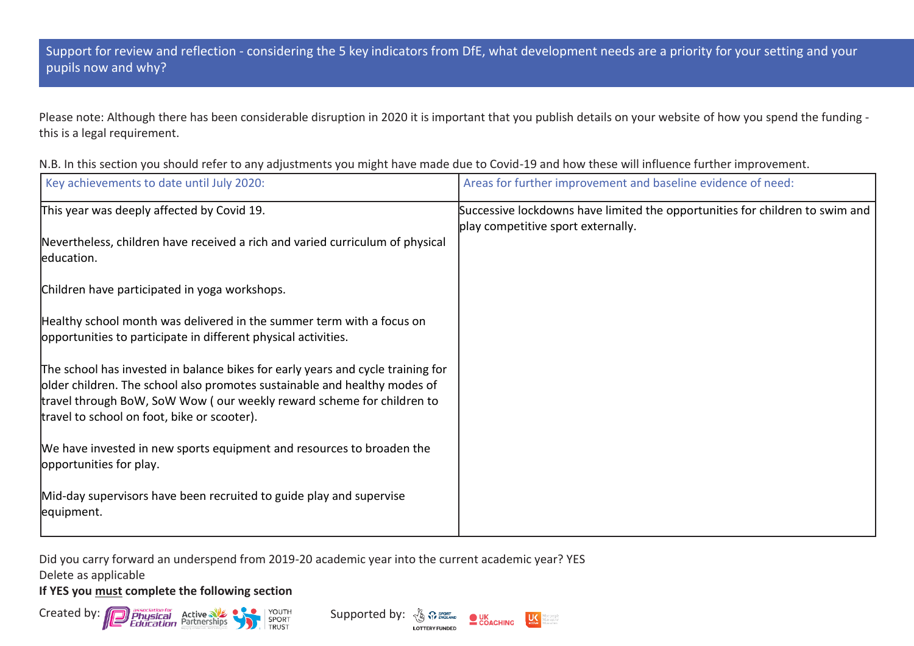## Support for review and reflection - considering the 5 key indicators from DfE, what development needs are a priority for your setting and your pupils now and why?

Please note: Although there has been considerable disruption in 2020 it is important that you publish details on your website of how you spend the funding - this is a legal requirement.

N.B. In this section you should refer to any adjustments you might have made due to Covid-19 and how these will influence further improvement.

| Key achievements to date until July 2020: | Areas for further improvement and baseline evidence of need: |
|---|---|
| This year was deeply affected by Covid 19.<br><br>Nevertheless, children have received a rich and varied curriculum of physical education.<br><br>Children have participated in yoga workshops.<br><br>Healthy school month was delivered in the summer term with a focus on opportunities to participate in different physical activities.<br><br>The school has invested in balance bikes for early years and cycle training for older children. The school also promotes sustainable and healthy modes of travel through BoW, SoW Wow ( our weekly reward scheme for children to travel to school on foot, bike or scooter).<br><br>We have invested in new sports equipment and resources to broaden the opportunities for play.<br><br>Mid-day supervisors have been recruited to guide play and supervise equipment. | Successive lockdowns have limited the opportunities for children to swim and play competitive sport externally. |

Did you carry forward an underspend from 2019-20 academic year into the current academic year? YES
Delete as applicable

**If YES you <u>must</u> complete the following section**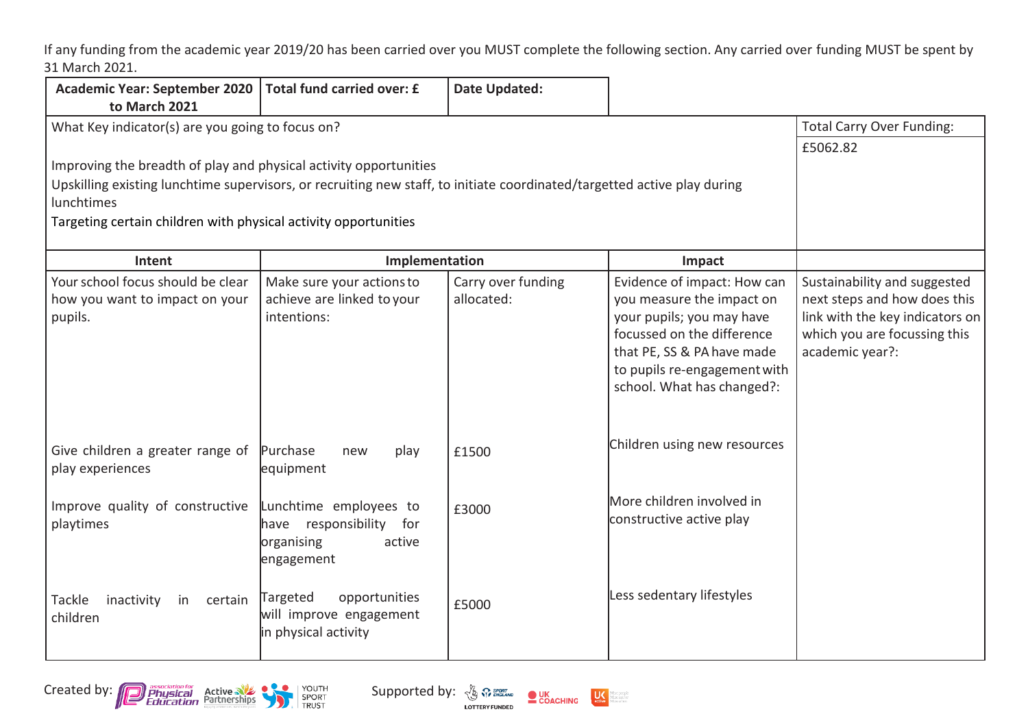If any funding from the academic year 2019/20 has been carried over you MUST complete the following section. Any carried over funding MUST be spent by 31 March 2021.

| Academic Year: September 2020 to March 2021 | Total fund carried over: £ | Date Updated: | | |
|---|---|---|---|---|
| What Key indicator(s) are you going to focus on?<br><br>Improving the breadth of play and physical activity opportunities<br>Upskilling existing lunchtime supervisors, or recruiting new staff, to initiate coordinated/targetted active play during lunchtimes<br>Targeting certain children with physical activity opportunities | | | | Total Carry Over Funding:<br>£5062.82 |
| **Intent** | **Implementation** | | **Impact** | |
| Your school focus should be clear how you want to impact on your pupils. | Make sure your actions to achieve are linked to your intentions: | Carry over funding allocated: | Evidence of impact: How can you measure the impact on your pupils; you may have focussed on the difference that PE, SS & PA have made to pupils re-engagement with school. What has changed?: | Sustainability and suggested next steps and how does this link with the key indicators on which you are focussing this academic year?: |
| Give children a greater range of play experiences | Purchase new play equipment | £1500 | Children using new resources | |
| Improve quality of constructive playtimes | Lunchtime employees to have responsibility for organising active engagement | £3000 | More children involved in constructive active play | |
| Tackle inactivity in certain children | Targeted opportunities will improve engagement in physical activity | £5000 | Less sedentary lifestyles | |

Created by: association for Physical Education, Active Partnerships, Youth Sport Trust

Supported by: Sport England, UK Coaching, UK Active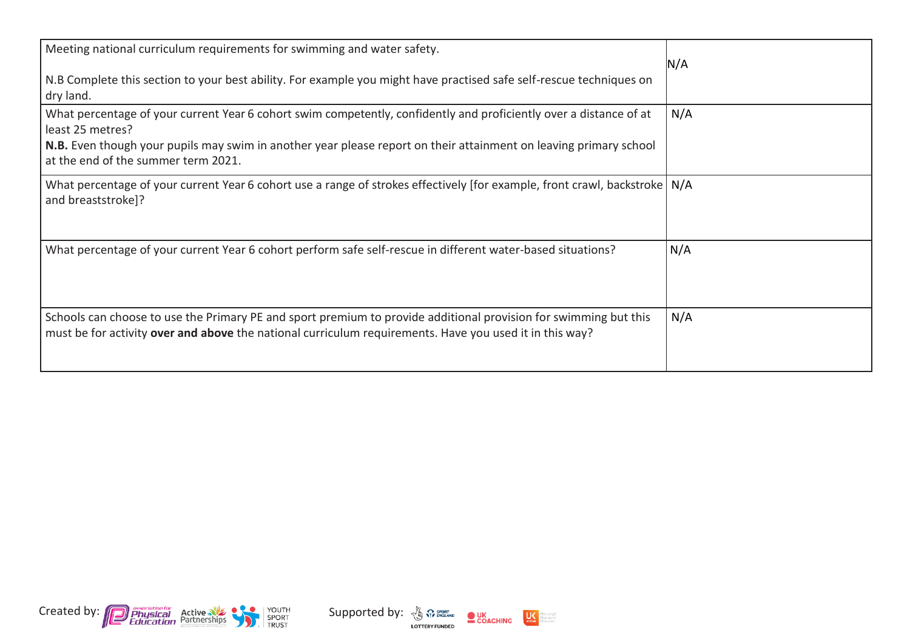| Meeting national curriculum requirements for swimming and water safety.<br><br>N.B Complete this section to your best ability. For example you might have practised safe self-rescue techniques on dry land. | N/A |
|---|---|
| What percentage of your current Year 6 cohort swim competently, confidently and proficiently over a distance of at least 25 metres?<br>**N.B.** Even though your pupils may swim in another year please report on their attainment on leaving primary school at the end of the summer term 2021. | N/A |
| What percentage of your current Year 6 cohort use a range of strokes effectively [for example, front crawl, backstroke and breaststroke]? | N/A |
| What percentage of your current Year 6 cohort perform safe self-rescue in different water-based situations? | N/A |
| Schools can choose to use the Primary PE and sport premium to provide additional provision for swimming but this must be for activity **over and above** the national curriculum requirements. Have you used it in this way? | N/A |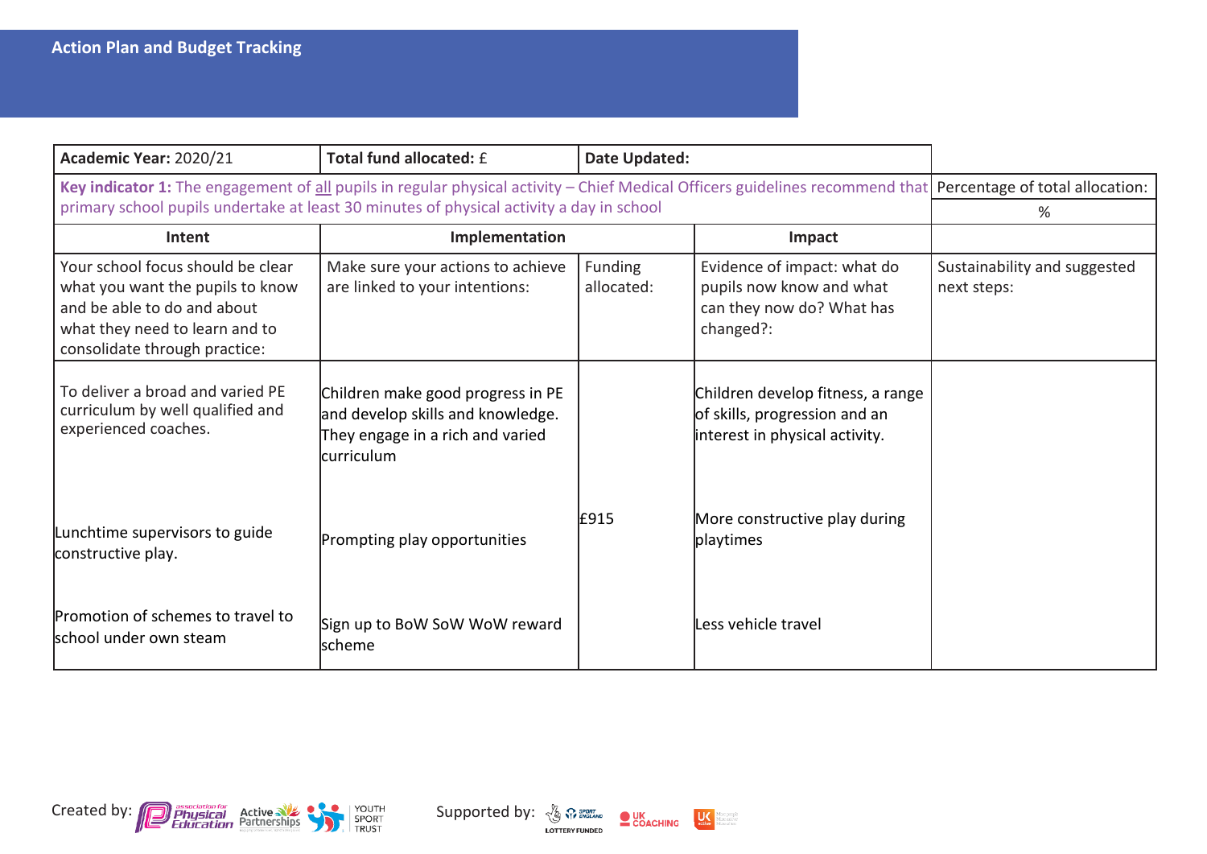## Action Plan and Budget Tracking

| Academic Year: 2020/21 | Total fund allocated: £ | Date Updated: | | |
|---|---|---|---|---|
| **Key indicator 1:** The engagement of all pupils in regular physical activity – Chief Medical Officers guidelines recommend that primary school pupils undertake at least 30 minutes of physical activity a day in school | | | | Percentage of total allocation: % |
| **Intent** | **Implementation** | | **Impact** | |
| Your school focus should be clear what you want the pupils to know and be able to do and about what they need to learn and to consolidate through practice: | Make sure your actions to achieve are linked to your intentions: | Funding allocated: | Evidence of impact: what do pupils now know and what can they now do? What has changed?: | Sustainability and suggested next steps: |
| To deliver a broad and varied PE curriculum by well qualified and experienced coaches.<br><br>Lunchtime supervisors to guide constructive play.<br><br>Promotion of schemes to travel to school under own steam | Children make good progress in PE and develop skills and knowledge. They engage in a rich and varied curriculum<br><br>Prompting play opportunities<br><br>Sign up to BoW SoW WoW reward scheme | £915 | Children develop fitness, a range of skills, progression and an interest in physical activity.<br><br>More constructive play during playtimes<br><br>Less vehicle travel | |

Created by: association for Physical Education, Active Partnerships, Youth Sport Trust

Supported by: Sport England (Lottery Funded), UK Coaching, UK Active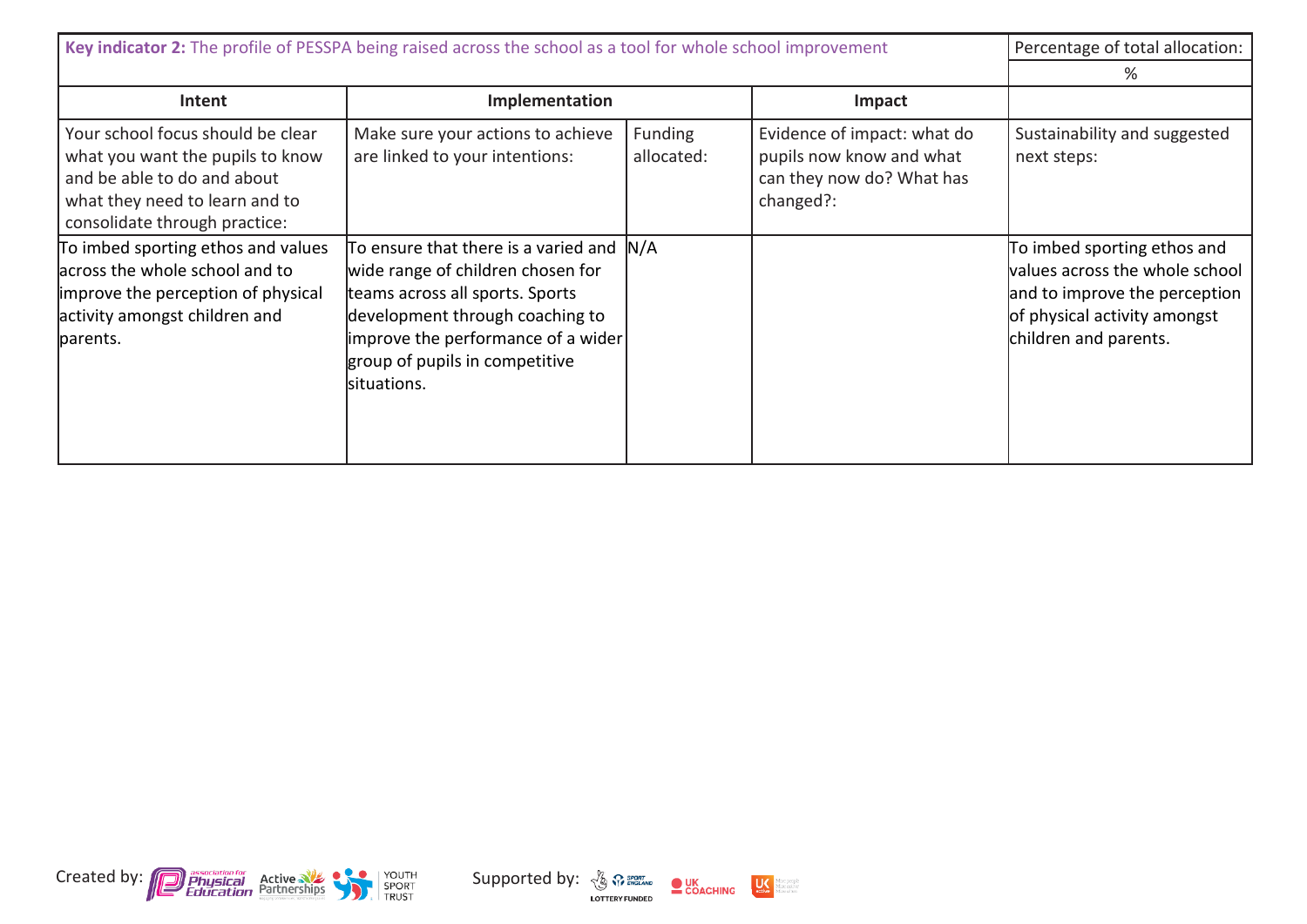| **Key indicator 2:** The profile of PESSPA being raised across the school as a tool for whole school improvement | | | | Percentage of total allocation: |
|---|---|---|---|---|
| | | | | % |
| **Intent** | **Implementation** | | **Impact** | |
| Your school focus should be clear what you want the pupils to know and be able to do and about what they need to learn and to consolidate through practice: | Make sure your actions to achieve are linked to your intentions: | Funding allocated: | Evidence of impact: what do pupils now know and what can they now do? What has changed?: | Sustainability and suggested next steps: |
| To imbed sporting ethos and values across the whole school and to improve the perception of physical activity amongst children and parents. | To ensure that there is a varied and wide range of children chosen for teams across all sports. Sports development through coaching to improve the performance of a wider group of pupils in competitive situations. | N/A | | To imbed sporting ethos and values across the whole school and to improve the perception of physical activity amongst children and parents. |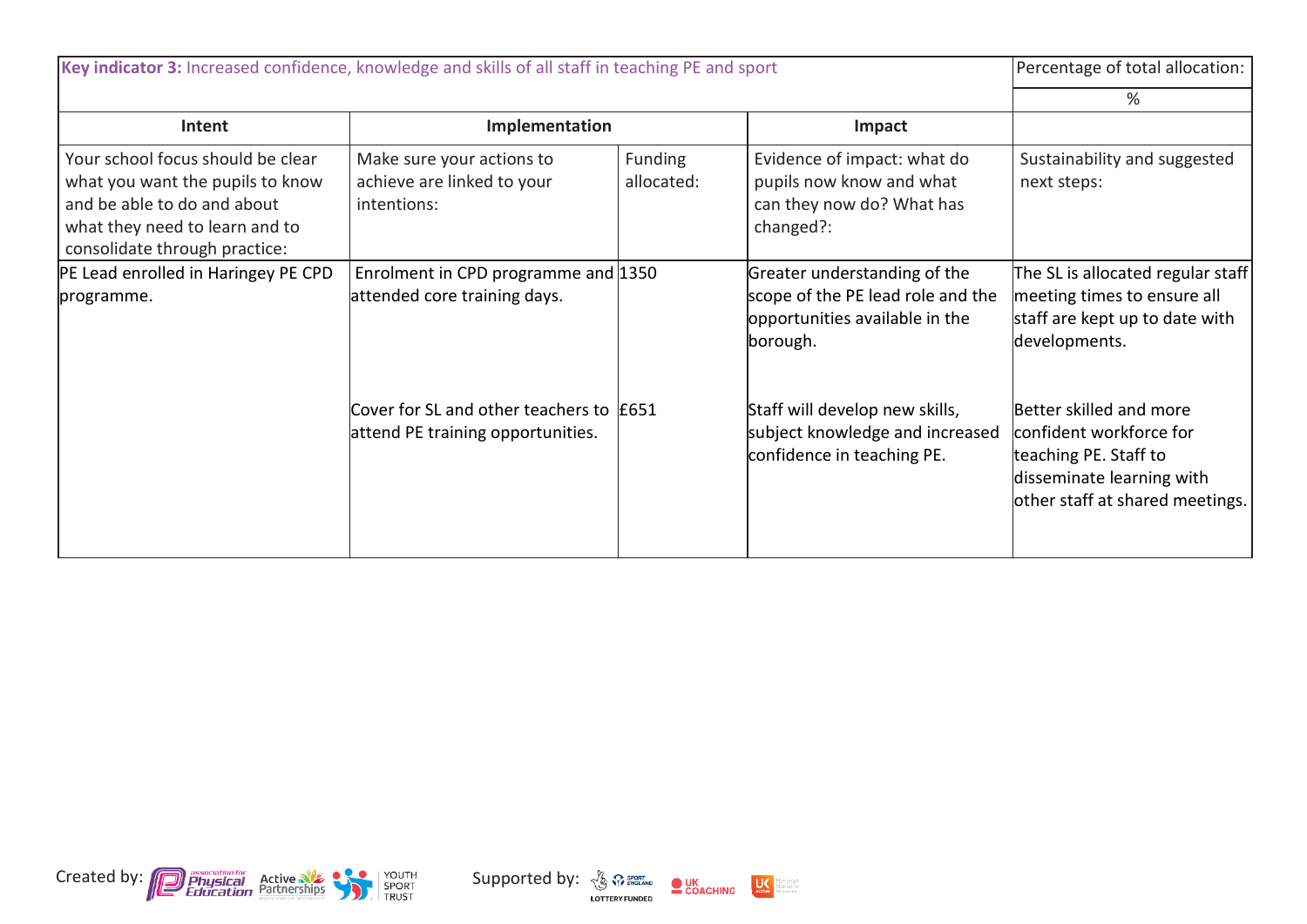| **Key indicator 3:** Increased confidence, knowledge and skills of all staff in teaching PE and sport | | | | Percentage of total allocation: |
|---|---|---|---|---|
| | | | | % |
| **Intent** | **Implementation** | | **Impact** | |
| Your school focus should be clear what you want the pupils to know and be able to do and about what they need to learn and to consolidate through practice: | Make sure your actions to achieve are linked to your intentions: | Funding allocated: | Evidence of impact: what do pupils now know and what can they now do? What has changed?: | Sustainability and suggested next steps: |
| PE Lead enrolled in Haringey PE CPD programme. | Enrolment in CPD programme and attended core training days. | 1350 | Greater understanding of the scope of the PE lead role and the opportunities available in the borough. | The SL is allocated regular staff meeting times to ensure all staff are kept up to date with developments. |
| | Cover for SL and other teachers to attend PE training opportunities. | £651 | Staff will develop new skills, subject knowledge and increased confidence in teaching PE. | Better skilled and more confident workforce for teaching PE. Staff to disseminate learning with other staff at shared meetings. |

Created by: Association for Physical Education, Active Partnerships, Youth Sport Trust

Supported by: Sport England (Lottery Funded), UK Coaching, UK Active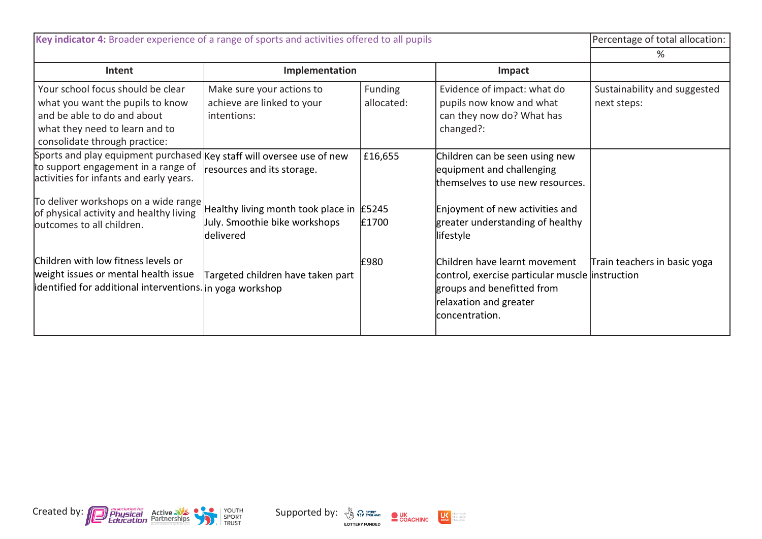| **Key indicator 4:** Broader experience of a range of sports and activities offered to all pupils | | | | Percentage of total allocation: |
|---|---|---|---|---|
| | | | | % |
| **Intent** | **Implementation** | | **Impact** | |
| Your school focus should be clear what you want the pupils to know and be able to do and about what they need to learn and to consolidate through practice: | Make sure your actions to achieve are linked to your intentions: | Funding allocated: | Evidence of impact: what do pupils now know and what can they now do? What has changed?: | Sustainability and suggested next steps: |
| Sports and play equipment purchased to support engagement in a range of activities for infants and early years. | Key staff will oversee use of new resources and its storage. | £16,655 | Children can be seen using new equipment and challenging themselves to use new resources. | |
| To deliver workshops on a wide range of physical activity and healthy living outcomes to all children. | Healthy living month took place in July. Smoothie bike workshops delivered | £5245<br>£1700 | Enjoyment of new activities and greater understanding of healthy lifestyle | |
| Children with low fitness levels or weight issues or mental health issue identified for additional interventions. | Targeted children have taken part in yoga workshop | £980 | Children have learnt movement control, exercise particular muscle groups and benefitted from relaxation and greater concentration. | Train teachers in basic yoga instruction |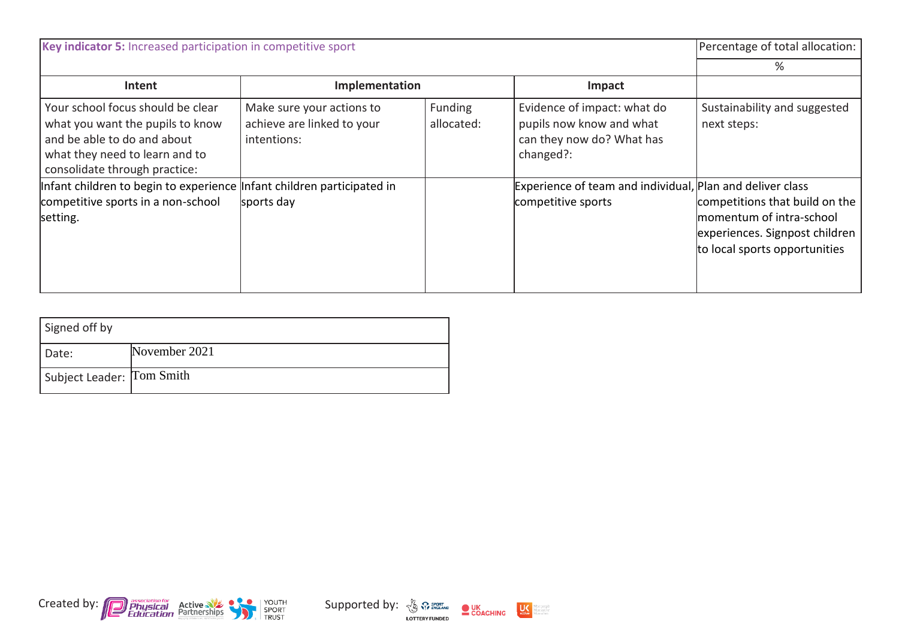| Key indicator 5: Increased participation in competitive sport | | | | Percentage of total allocation: |
|---|---|---|---|---|
| | | | | % |
| Intent | Implementation | | Impact | |
| Your school focus should be clear what you want the pupils to know and be able to do and about what they need to learn and to consolidate through practice: | Make sure your actions to achieve are linked to your intentions: | Funding allocated: | Evidence of impact: what do pupils now know and what can they now do? What has changed?: | Sustainability and suggested next steps: |
| Infant children to begin to experience competitive sports in a non-school setting. | Infant children participated in sports day | | Experience of team and individual, competitive sports | Plan and deliver class competitions that build on the momentum of intra-school experiences. Signpost children to local sports opportunities |

| Signed off by | |
|---|---|
| Date: | November 2021 |
| Subject Leader: | Tom Smith |

Created by: association for Physical Education, Active Partnerships, Youth Sport Trust

Supported by: Sport England (Lottery Funded), UK Coaching, UK Active